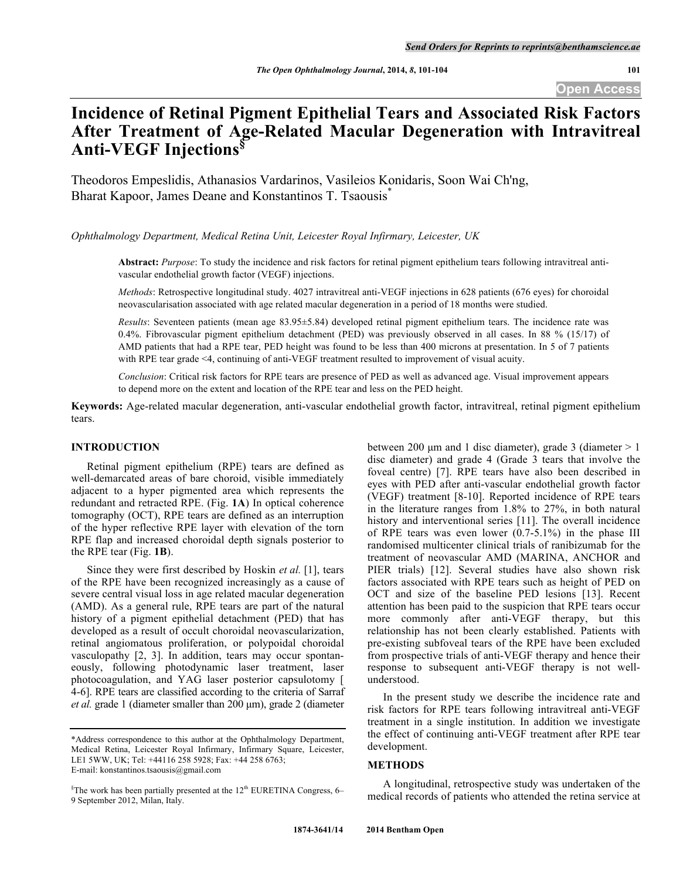# Incidence of Retinal Pigment Epithelial Tears and Associated Risk Factors After Treatment of Age-Related Macular Degeneration with Intravitreal Anti-VEGF Injections[§]

Theodoros Empeslidis, Athanasios Vardarinos, Vasileios Konidaris, Soon Wai Ch'ng, Bharat Kapoor, James Deane and Konstantinos T. Tsaousis[*]

*Ophthalmology Department, Medical Retina Unit, Leicester Royal Infirmary, Leicester, UK*

**Abstract:** *Purpose*: To study the incidence and risk factors for retinal pigment epithelium tears following intravitreal anti-vascular endothelial growth factor (VEGF) injections.

*Methods*: Retrospective longitudinal study. 4027 intravitreal anti-VEGF injections in 628 patients (676 eyes) for choroidal neovascularisation associated with age related macular degeneration in a period of 18 months were studied.

*Results*: Seventeen patients (mean age 83.95±5.84) developed retinal pigment epithelium tears. The incidence rate was 0.4%. Fibrovascular pigment epithelium detachment (PED) was previously observed in all cases. In 88 % (15/17) of AMD patients that had a RPE tear, PED height was found to be less than 400 microns at presentation. In 5 of 7 patients with RPE tear grade <4, continuing of anti-VEGF treatment resulted to improvement of visual acuity.

*Conclusion*: Critical risk factors for RPE tears are presence of PED as well as advanced age. Visual improvement appears to depend more on the extent and location of the RPE tear and less on the PED height.

**Keywords:** Age-related macular degeneration, anti-vascular endothelial growth factor, intravitreal, retinal pigment epithelium tears.

## INTRODUCTION

Retinal pigment epithelium (RPE) tears are defined as well-demarcated areas of bare choroid, visible immediately adjacent to a hyper pigmented area which represents the redundant and retracted RPE. (Fig. **1A**) In optical coherence tomography (OCT), RPE tears are defined as an interruption of the hyper reflective RPE layer with elevation of the torn RPE flap and increased choroidal depth signals posterior to the RPE tear (Fig. **1B**).

Since they were first described by Hoskin *et al.* [1], tears of the RPE have been recognized increasingly as a cause of severe central visual loss in age related macular degeneration (AMD). As a general rule, RPE tears are part of the natural history of a pigment epithelial detachment (PED) that has developed as a result of occult choroidal neovascularization, retinal angiomatous proliferation, or polypoidal choroidal vasculopathy [2, 3]. In addition, tears may occur spontaneously, following photodynamic laser treatment, laser photocoagulation, and YAG laser posterior capsulotomy [ 4-6]. RPE tears are classified according to the criteria of Sarraf *et al.* grade 1 (diameter smaller than 200 μm), grade 2 (diameter between 200 μm and 1 disc diameter), grade 3 (diameter > 1 disc diameter) and grade 4 (Grade 3 tears that involve the foveal centre) [7]. RPE tears have also been described in eyes with PED after anti-vascular endothelial growth factor (VEGF) treatment [8-10]. Reported incidence of RPE tears in the literature ranges from 1.8% to 27%, in both natural history and interventional series [11]. The overall incidence of RPE tears was even lower (0.7-5.1%) in the phase III randomised multicenter clinical trials of ranibizumab for the treatment of neovascular AMD (MARINA, ANCHOR and PIER trials) [12]. Several studies have also shown risk factors associated with RPE tears such as height of PED on OCT and size of the baseline PED lesions [13]. Recent attention has been paid to the suspicion that RPE tears occur more commonly after anti-VEGF therapy, but this relationship has not been clearly established. Patients with pre-existing subfoveal tears of the RPE have been excluded from prospective trials of anti-VEGF therapy and hence their response to subsequent anti-VEGF therapy is not well-understood.

In the present study we describe the incidence rate and risk factors for RPE tears following intravitreal anti-VEGF treatment in a single institution. In addition we investigate the effect of continuing anti-VEGF treatment after RPE tear development.

## METHODS

A longitudinal, retrospective study was undertaken of the medical records of patients who attended the retina service at

*Address correspondence to this author at the Ophthalmology Department, Medical Retina, Leicester Royal Infirmary, Infirmary Square, Leicester, LE1 5WW, UK; Tel: +44116 258 5928; Fax: +44 258 6763; E-mail: konstantinos.tsaousis@gmail.com

§The work has been partially presented at the 12th EURETINA Congress, 6–9 September 2012, Milan, Italy.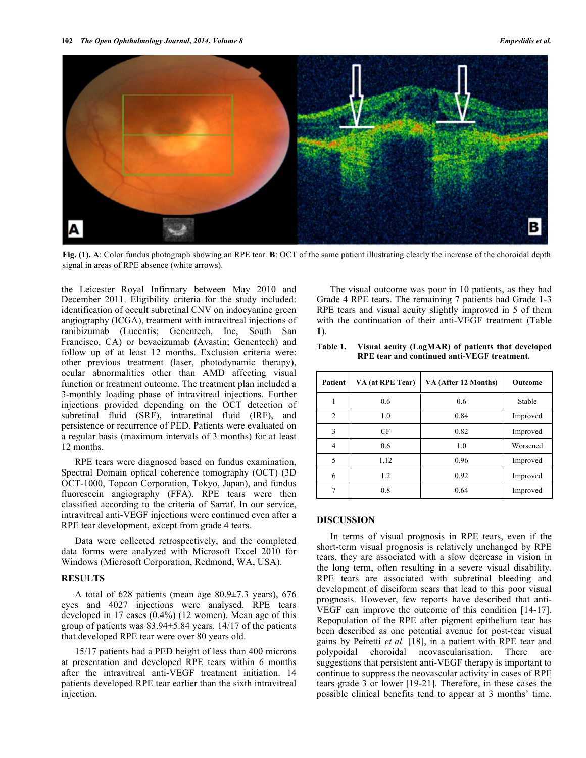Fig. (1). **A**: Color fundus photograph showing an RPE tear. **B**: OCT of the same patient illustrating clearly the increase of the choroidal depth signal in areas of RPE absence (white arrows).

the Leicester Royal Infirmary between May 2010 and December 2011. Eligibility criteria for the study included: identification of occult subretinal CNV on indocyanine green angiography (ICGA), treatment with intravitreal injections of ranibizumab (Lucentis; Genentech, Inc, South San Francisco, CA) or bevacizumab (Avastin; Genentech) and follow up of at least 12 months. Exclusion criteria were: other previous treatment (laser, photodynamic therapy), ocular abnormalities other than AMD affecting visual function or treatment outcome. The treatment plan included a 3-monthly loading phase of intravitreal injections. Further injections provided depending on the OCT detection of subretinal fluid (SRF), intraretinal fluid (IRF), and persistence or recurrence of PED. Patients were evaluated on a regular basis (maximum intervals of 3 months) for at least 12 months.

RPE tears were diagnosed based on fundus examination, Spectral Domain optical coherence tomography (OCT) (3D OCT-1000, Topcon Corporation, Tokyo, Japan), and fundus fluorescein angiography (FFA). RPE tears were then classified according to the criteria of Sarraf. In our service, intravitreal anti-VEGF injections were continued even after a RPE tear development, except from grade 4 tears.

Data were collected retrospectively, and the completed data forms were analyzed with Microsoft Excel 2010 for Windows (Microsoft Corporation, Redmond, WA, USA).

## RESULTS

A total of 628 patients (mean age 80.9±7.3 years), 676 eyes and 4027 injections were analysed. RPE tears developed in 17 cases (0.4%) (12 women). Mean age of this group of patients was 83.94±5.84 years. 14/17 of the patients that developed RPE tear were over 80 years old.

15/17 patients had a PED height of less than 400 microns at presentation and developed RPE tears within 6 months after the intravitreal anti-VEGF treatment initiation. 14 patients developed RPE tear earlier than the sixth intravitreal injection.

The visual outcome was poor in 10 patients, as they had Grade 4 RPE tears. The remaining 7 patients had Grade 1-3 RPE tears and visual acuity slightly improved in 5 of them with the continuation of their anti-VEGF treatment (Table **1**).

**Table 1. Visual acuity (LogMAR) of patients that developed RPE tear and continued anti-VEGF treatment.**

| Patient | VA (at RPE Tear) | VA (After 12 Months) | Outcome |
|---|---|---|---|
| 1 | 0.6 | 0.6 | Stable |
| 2 | 1.0 | 0.84 | Improved |
| 3 | CF | 0.82 | Improved |
| 4 | 0.6 | 1.0 | Worsened |
| 5 | 1.12 | 0.96 | Improved |
| 6 | 1.2 | 0.92 | Improved |
| 7 | 0.8 | 0.64 | Improved |

## DISCUSSION

In terms of visual prognosis in RPE tears, even if the short-term visual prognosis is relatively unchanged by RPE tears, they are associated with a slow decrease in vision in the long term, often resulting in a severe visual disability. RPE tears are associated with subretinal bleeding and development of disciform scars that lead to this poor visual prognosis. However, few reports have described that anti-VEGF can improve the outcome of this condition [14-17]. Repopulation of the RPE after pigment epithelium tear has been described as one potential avenue for post-tear visual gains by Peiretti *et al.* [18], in a patient with RPE tear and polypoidal choroidal neovascularisation. There are suggestions that persistent anti-VEGF therapy is important to continue to suppress the neovascular activity in cases of RPE tears grade 3 or lower [19-21]. Therefore, in these cases the possible clinical benefits tend to appear at 3 months' time.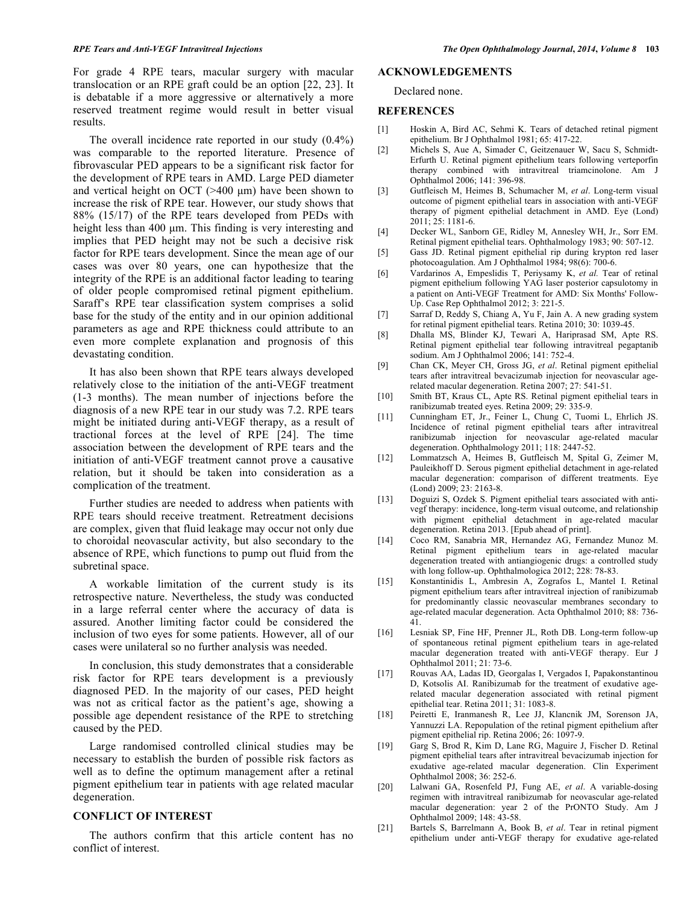For grade 4 RPE tears, macular surgery with macular translocation or an RPE graft could be an option [22, 23]. It is debatable if a more aggressive or alternatively a more reserved treatment regime would result in better visual results.

The overall incidence rate reported in our study (0.4%) was comparable to the reported literature. Presence of fibrovascular PED appears to be a significant risk factor for the development of RPE tears in AMD. Large PED diameter and vertical height on OCT (>400 µm) have been shown to increase the risk of RPE tear. However, our study shows that 88% (15/17) of the RPE tears developed from PEDs with height less than 400 µm. This finding is very interesting and implies that PED height may not be such a decisive risk factor for RPE tears development. Since the mean age of our cases was over 80 years, one can hypothesize that the integrity of the RPE is an additional factor leading to tearing of older people compromised retinal pigment epithelium. Saraff's RPE tear classification system comprises a solid base for the study of the entity and in our opinion additional parameters as age and RPE thickness could attribute to an even more complete explanation and prognosis of this devastating condition.

It has also been shown that RPE tears always developed relatively close to the initiation of the anti-VEGF treatment (1-3 months). The mean number of injections before the diagnosis of a new RPE tear in our study was 7.2. RPE tears might be initiated during anti-VEGF therapy, as a result of tractional forces at the level of RPE [24]. The time association between the development of RPE tears and the initiation of anti-VEGF treatment cannot prove a causative relation, but it should be taken into consideration as a complication of the treatment.

Further studies are needed to address when patients with RPE tears should receive treatment. Retreatment decisions are complex, given that fluid leakage may occur not only due to choroidal neovascular activity, but also secondary to the absence of RPE, which functions to pump out fluid from the subretinal space.

A workable limitation of the current study is its retrospective nature. Nevertheless, the study was conducted in a large referral center where the accuracy of data is assured. Another limiting factor could be considered the inclusion of two eyes for some patients. However, all of our cases were unilateral so no further analysis was needed.

In conclusion, this study demonstrates that a considerable risk factor for RPE tears development is a previously diagnosed PED. In the majority of our cases, PED height was not as critical factor as the patient's age, showing a possible age dependent resistance of the RPE to stretching caused by the PED.

Large randomised controlled clinical studies may be necessary to establish the burden of possible risk factors as well as to define the optimum management after a retinal pigment epithelium tear in patients with age related macular degeneration.

## CONFLICT OF INTEREST

The authors confirm that this article content has no conflict of interest.

## ACKNOWLEDGEMENTS

Declared none.

## REFERENCES

[1] Hoskin A, Bird AC, Sehmi K. Tears of detached retinal pigment epithelium. Br J Ophthalmol 1981; 65: 417-22.

[2] Michels S, Aue A, Simader C, Geitzenauer W, Sacu S, Schmidt-Erfurth U. Retinal pigment epithelium tears following verteporfin therapy combined with intravitreal triamcinolone. Am J Ophthalmol 2006; 141: 396-98.

[3] Gutfleisch M, Heimes B, Schumacher M, *et al*. Long-term visual outcome of pigment epithelial tears in association with anti-VEGF therapy of pigment epithelial detachment in AMD. Eye (Lond) 2011; 25: 1181-6.

[4] Decker WL, Sanborn GE, Ridley M, Annesley WH, Jr., Sorr EM. Retinal pigment epithelial tears. Ophthalmology 1983; 90: 507-12.

[5] Gass JD. Retinal pigment epithelial rip during krypton red laser photocoagulation. Am J Ophthalmol 1984; 98(6): 700-6.

[6] Vardarinos A, Empeslidis T, Periysamy K, *et al.* Tear of retinal pigment epithelium following YAG laser posterior capsulotomy in a patient on Anti-VEGF Treatment for AMD: Six Months' Follow-Up. Case Rep Ophthalmol 2012; 3: 221-5.

[7] Sarraf D, Reddy S, Chiang A, Yu F, Jain A. A new grading system for retinal pigment epithelial tears. Retina 2010; 30: 1039-45.

[8] Dhalla MS, Blinder KJ, Tewari A, Hariprasad SM, Apte RS. Retinal pigment epithelial tear following intravitreal pegaptanib sodium. Am J Ophthalmol 2006; 141: 752-4.

[9] Chan CK, Meyer CH, Gross JG, *et al*. Retinal pigment epithelial tears after intravitreal bevacizumab injection for neovascular age-related macular degeneration. Retina 2007; 27: 541-51.

[10] Smith BT, Kraus CL, Apte RS. Retinal pigment epithelial tears in ranibizumab treated eyes. Retina 2009; 29: 335-9.

[11] Cunningham ET, Jr., Feiner L, Chung C, Tuomi L, Ehrlich JS. Incidence of retinal pigment epithelial tears after intravitreal ranibizumab injection for neovascular age-related macular degeneration. Ophthalmology 2011; 118: 2447-52.

[12] Lommatzsch A, Heimes B, Gutfleisch M, Spital G, Zeimer M, Pauleikhoff D. Serous pigment epithelial detachment in age-related macular degeneration: comparison of different treatments. Eye (Lond) 2009; 23: 2163-8.

[13] Doguizi S, Ozdek S. Pigment epithelial tears associated with anti-vegf therapy: incidence, long-term visual outcome, and relationship with pigment epithelial detachment in age-related macular degeneration. Retina 2013. [Epub ahead of print].

[14] Coco RM, Sanabria MR, Hernandez AG, Fernandez Munoz M. Retinal pigment epithelium tears in age-related macular degeneration treated with antiangiogenic drugs: a controlled study with long follow-up. Ophthalmologica 2012; 228: 78-83.

[15] Konstantinidis L, Ambresin A, Zografos L, Mantel I. Retinal pigment epithelium tears after intravitreal injection of ranibizumab for predominantly classic neovascular membranes secondary to age-related macular degeneration. Acta Ophthalmol 2010; 88: 736-41.

[16] Lesniak SP, Fine HF, Prenner JL, Roth DB. Long-term follow-up of spontaneous retinal pigment epithelium tears in age-related macular degeneration treated with anti-VEGF therapy. Eur J Ophthalmol 2011; 21: 73-6.

[17] Rouvas AA, Ladas ID, Georgalas I, Vergados I, Papakonstantinou D, Kotsolis AI. Ranibizumab for the treatment of exudative age-related macular degeneration associated with retinal pigment epithelial tear. Retina 2011; 31: 1083-8.

[18] Peiretti E, Iranmanesh R, Lee JJ, Klancnik JM, Sorenson JA, Yannuzzi LA. Repopulation of the retinal pigment epithelium after pigment epithelial rip. Retina 2006; 26: 1097-9.

[19] Garg S, Brod R, Kim D, Lane RG, Maguire J, Fischer D. Retinal pigment epithelial tears after intravitreal bevacizumab injection for exudative age-related macular degeneration. Clin Experiment Ophthalmol 2008; 36: 252-6.

[20] Lalwani GA, Rosenfeld PJ, Fung AE, *et al*. A variable-dosing regimen with intravitreal ranibizumab for neovascular age-related macular degeneration: year 2 of the PrONTO Study. Am J Ophthalmol 2009; 148: 43-58.

[21] Bartels S, Barrelmann A, Book B, *et al*. Tear in retinal pigment epithelium under anti-VEGF therapy for exudative age-related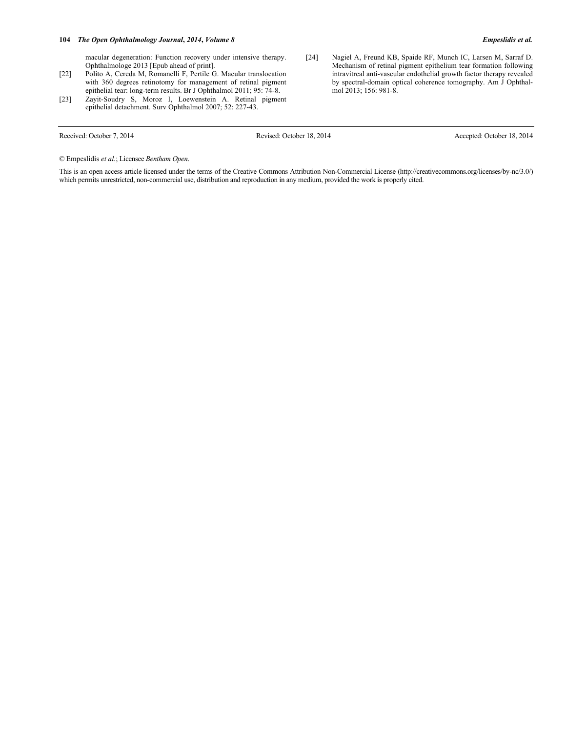macular degeneration: Function recovery under intensive therapy. Ophthalmologe 2013 [Epub ahead of print].

[22] Polito A, Cereda M, Romanelli F, Pertile G. Macular translocation with 360 degrees retinotomy for management of retinal pigment epithelial tear: long-term results. Br J Ophthalmol 2011; 95: 74-8.

[23] Zayit-Soudry S, Moroz I, Loewenstein A. Retinal pigment epithelial detachment. Surv Ophthalmol 2007; 52: 227-43.

[24] Nagiel A, Freund KB, Spaide RF, Munch IC, Larsen M, Sarraf D. Mechanism of retinal pigment epithelium tear formation following intravitreal anti-vascular endothelial growth factor therapy revealed by spectral-domain optical coherence tomography. Am J Ophthalmol 2013; 156: 981-8.

Received: October 7, 2014 Revised: October 18, 2014 Accepted: October 18, 2014

© Empeslidis *et al.*; Licensee *Bentham Open*.

This is an open access article licensed under the terms of the Creative Commons Attribution Non-Commercial License (http://creativecommons.org/licenses/by-nc/3.0/) which permits unrestricted, non-commercial use, distribution and reproduction in any medium, provided the work is properly cited.